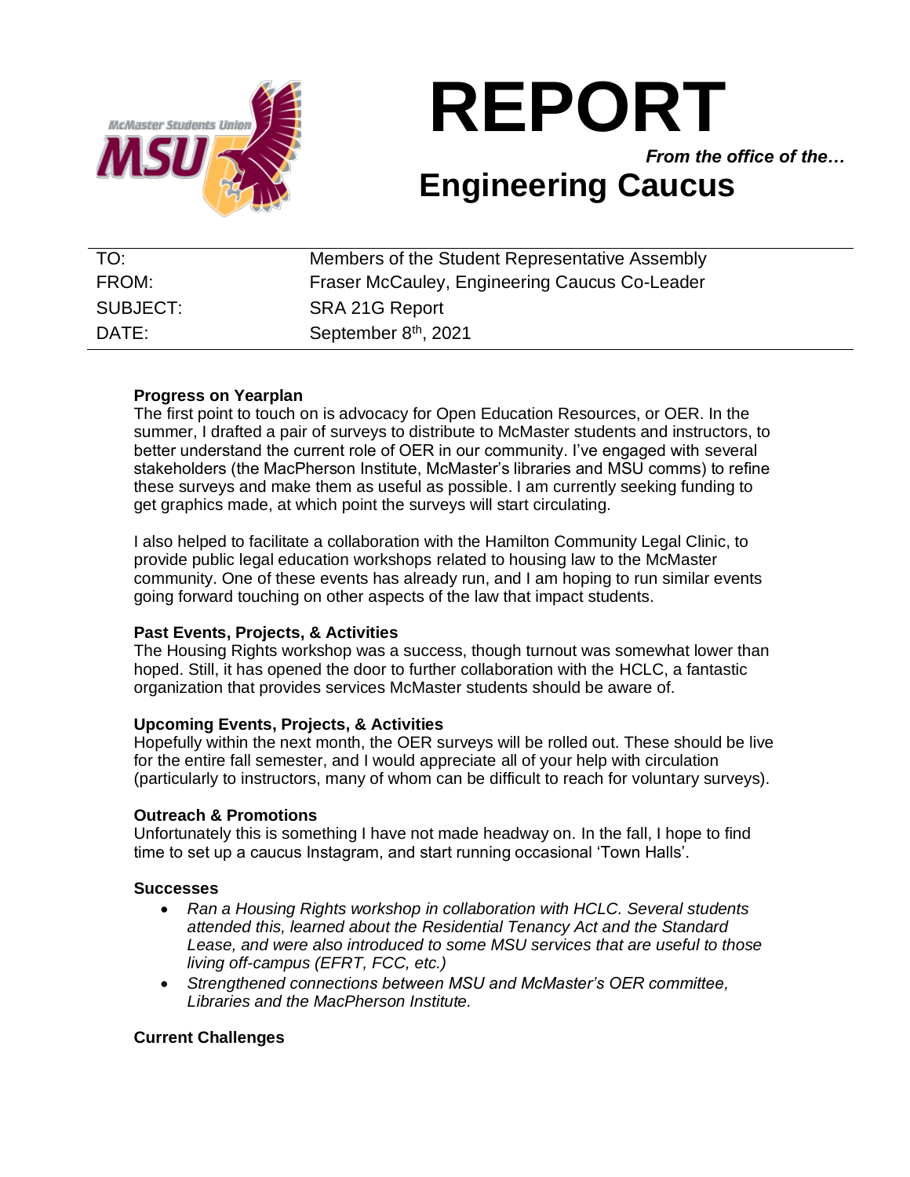# REPORT

*From the office of the…*

# Engineering Caucus

| | |
|---|---|
| TO: | Members of the Student Representative Assembly |
| FROM: | Fraser McCauley, Engineering Caucus Co-Leader |
| SUBJECT: | SRA 21G Report |
| DATE: | September 8th, 2021 |

**Progress on Yearplan**

The first point to touch on is advocacy for Open Education Resources, or OER. In the summer, I drafted a pair of surveys to distribute to McMaster students and instructors, to better understand the current role of OER in our community. I've engaged with several stakeholders (the MacPherson Institute, McMaster's libraries and MSU comms) to refine these surveys and make them as useful as possible. I am currently seeking funding to get graphics made, at which point the surveys will start circulating.

I also helped to facilitate a collaboration with the Hamilton Community Legal Clinic, to provide public legal education workshops related to housing law to the McMaster community. One of these events has already run, and I am hoping to run similar events going forward touching on other aspects of the law that impact students.

**Past Events, Projects, & Activities**

The Housing Rights workshop was a success, though turnout was somewhat lower than hoped. Still, it has opened the door to further collaboration with the HCLC, a fantastic organization that provides services McMaster students should be aware of.

**Upcoming Events, Projects, & Activities**

Hopefully within the next month, the OER surveys will be rolled out. These should be live for the entire fall semester, and I would appreciate all of your help with circulation (particularly to instructors, many of whom can be difficult to reach for voluntary surveys).

**Outreach & Promotions**

Unfortunately this is something I have not made headway on. In the fall, I hope to find time to set up a caucus Instagram, and start running occasional 'Town Halls'.

**Successes**

- *Ran a Housing Rights workshop in collaboration with HCLC. Several students attended this, learned about the Residential Tenancy Act and the Standard Lease, and were also introduced to some MSU services that are useful to those living off-campus (EFRT, FCC, etc.)*
- *Strengthened connections between MSU and McMaster's OER committee, Libraries and the MacPherson Institute.*

**Current Challenges**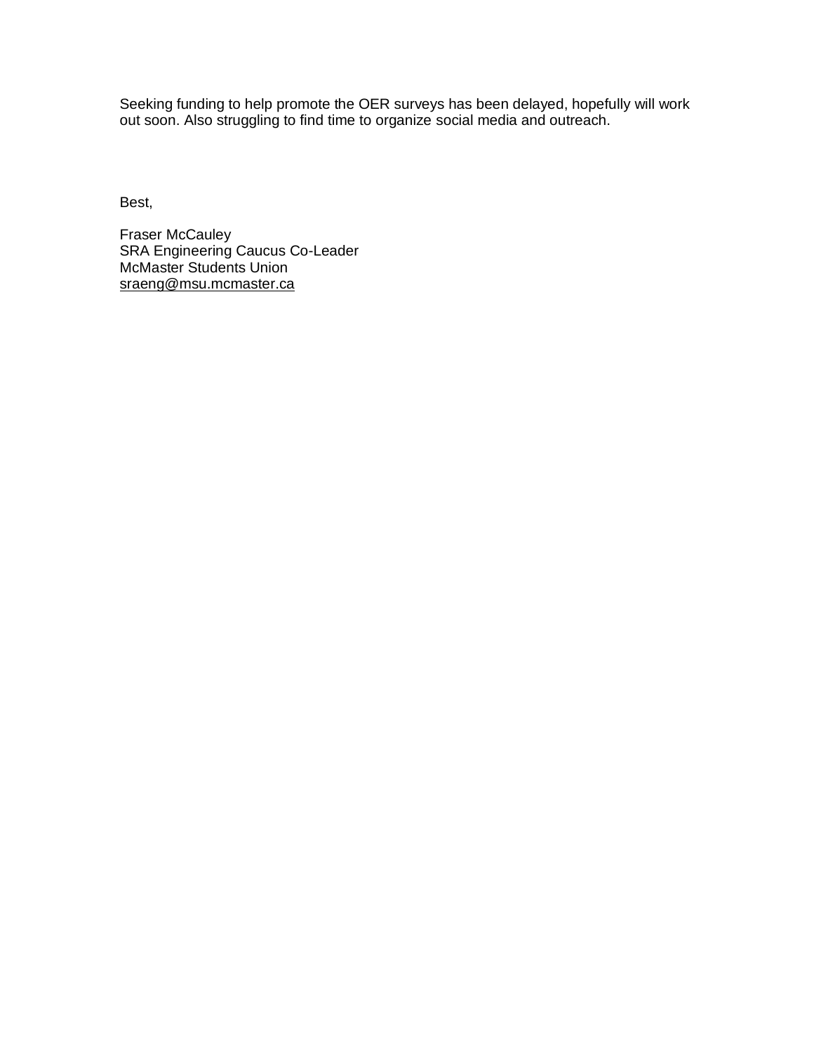Seeking funding to help promote the OER surveys has been delayed, hopefully will work out soon. Also struggling to find time to organize social media and outreach.

Best,

Fraser McCauley  
SRA Engineering Caucus Co-Leader  
McMaster Students Union  
sraeng@msu.mcmaster.ca